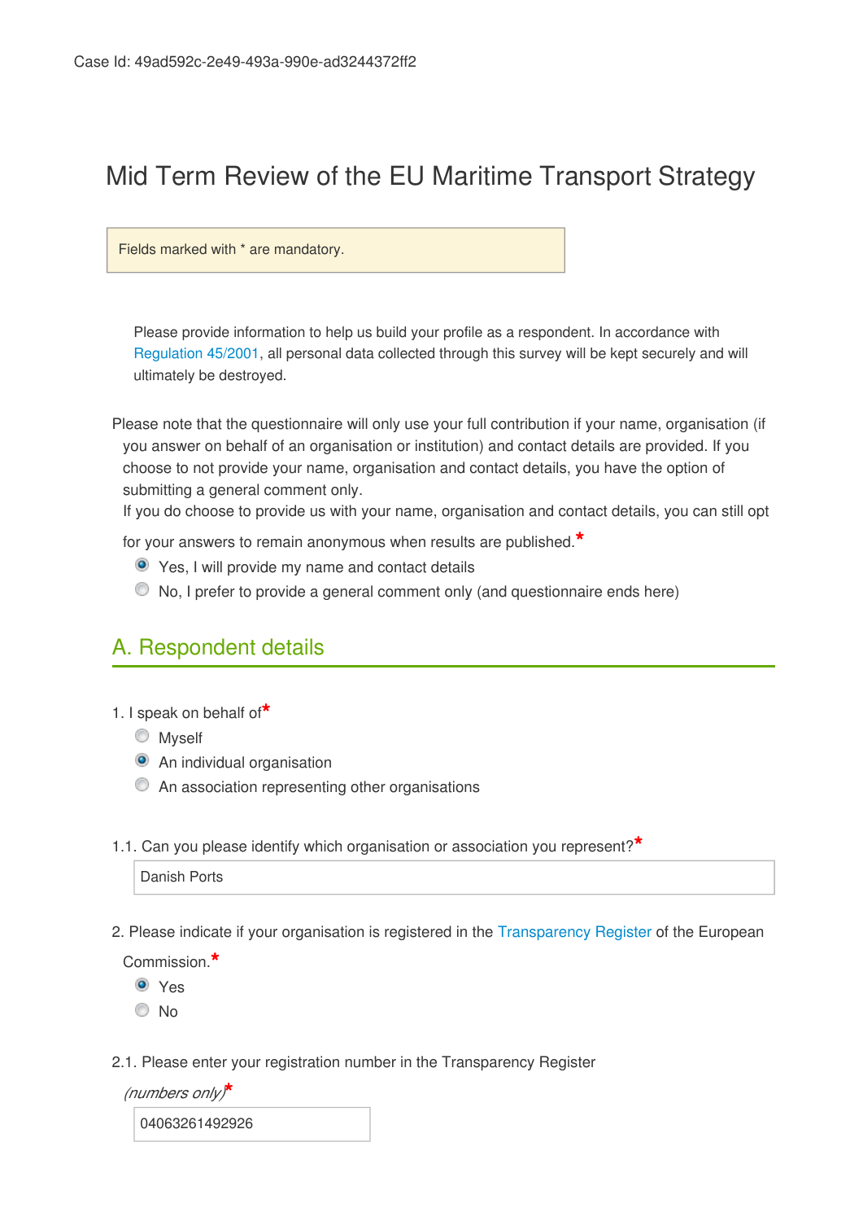Case Id: 49ad592c-2e49-493a-990e-ad3244372ff2

# Mid Term Review of the EU Maritime Transport Strategy

Fields marked with * are mandatory.

Please provide information to help us build your profile as a respondent. In accordance with Regulation 45/2001, all personal data collected through this survey will be kept securely and will ultimately be destroyed.

Please note that the questionnaire will only use your full contribution if your name, organisation (if you answer on behalf of an organisation or institution) and contact details are provided. If you choose to not provide your name, organisation and contact details, you have the option of submitting a general comment only.
If you do choose to provide us with your name, organisation and contact details, you can still opt for your answers to remain anonymous when results are published.*

- (x) Yes, I will provide my name and contact details
- ( ) No, I prefer to provide a general comment only (and questionnaire ends here)

## A. Respondent details

1. I speak on behalf of*

- ( ) Myself
- (x) An individual organisation
- ( ) An association representing other organisations

1.1. Can you please identify which organisation or association you represent?*

Danish Ports

2. Please indicate if your organisation is registered in the Transparency Register of the European Commission.*

- (x) Yes
- ( ) No

2.1. Please enter your registration number in the Transparency Register *(numbers only)**

04063261492926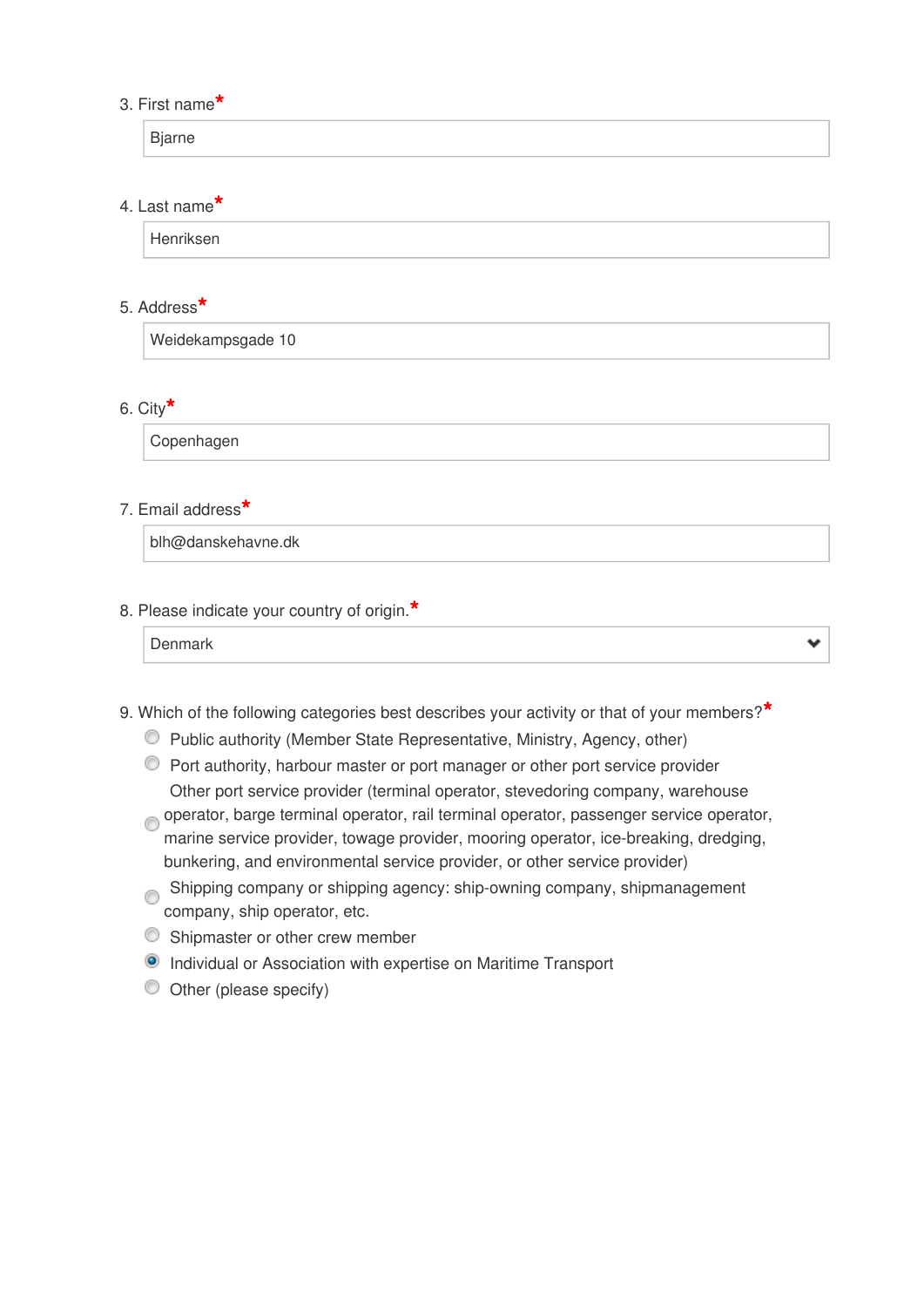3. First name*

Bjarne

4. Last name*

Henriksen

5. Address*

Weidekampsgade 10

6. City*

Copenhagen

7. Email address*

blh@danskehavne.dk

8. Please indicate your country of origin.*

Denmark

9. Which of the following categories best describes your activity or that of your members?*

- ○ Public authority (Member State Representative, Ministry, Agency, other)
- ○ Port authority, harbour master or port manager or other port service provider
- ○ Other port service provider (terminal operator, stevedoring company, warehouse operator, barge terminal operator, rail terminal operator, passenger service operator, marine service provider, towage provider, mooring operator, ice-breaking, dredging, bunkering, and environmental service provider, or other service provider)
- ○ Shipping company or shipping agency: ship-owning company, shipmanagement company, ship operator, etc.
- ○ Shipmaster or other crew member
- ◉ Individual or Association with expertise on Maritime Transport
- ○ Other (please specify)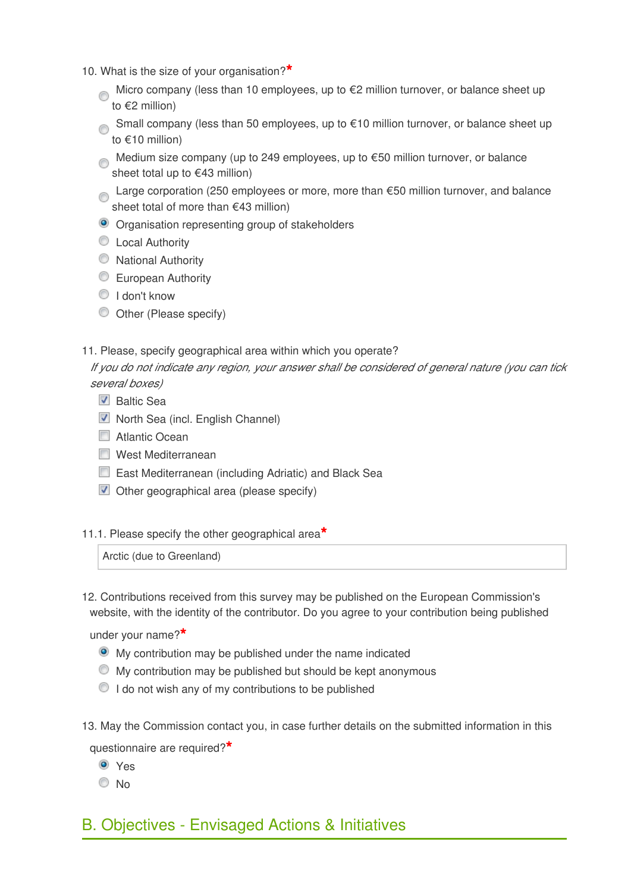10. What is the size of your organisation?*

- ( ) Micro company (less than 10 employees, up to €2 million turnover, or balance sheet up to €2 million)
- ( ) Small company (less than 50 employees, up to €10 million turnover, or balance sheet up to €10 million)
- ( ) Medium size company (up to 249 employees, up to €50 million turnover, or balance sheet total up to €43 million)
- ( ) Large corporation (250 employees or more, more than €50 million turnover, and balance sheet total of more than €43 million)
- (x) Organisation representing group of stakeholders
- ( ) Local Authority
- ( ) National Authority
- ( ) European Authority
- ( ) I don't know
- ( ) Other (Please specify)

11. Please, specify geographical area within which you operate?

*If you do not indicate any region, your answer shall be considered of general nature (you can tick several boxes)*

- [x] Baltic Sea
- [x] North Sea (incl. English Channel)
- [ ] Atlantic Ocean
- [ ] West Mediterranean
- [ ] East Mediterranean (including Adriatic) and Black Sea
- [x] Other geographical area (please specify)

11.1. Please specify the other geographical area*

Arctic (due to Greenland)

12. Contributions received from this survey may be published on the European Commission's website, with the identity of the contributor. Do you agree to your contribution being published under your name?*

- (x) My contribution may be published under the name indicated
- ( ) My contribution may be published but should be kept anonymous
- ( ) I do not wish any of my contributions to be published

13. May the Commission contact you, in case further details on the submitted information in this questionnaire are required?*

- (x) Yes
- ( ) No

## B. Objectives - Envisaged Actions & Initiatives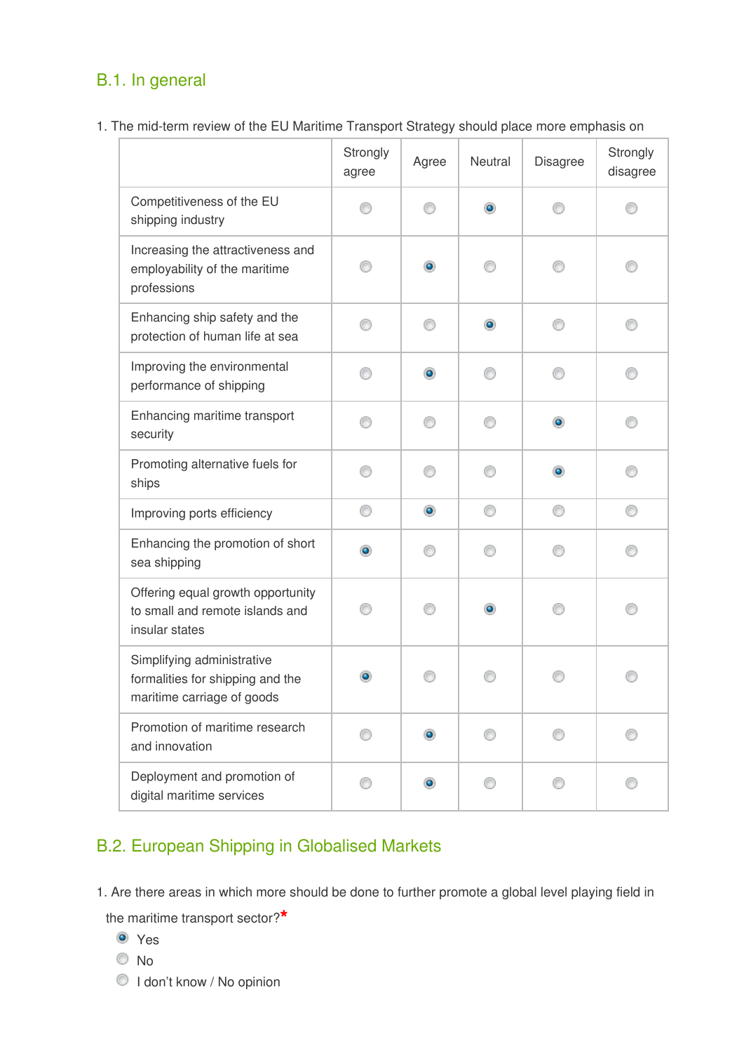## B.1. In general

1. The mid-term review of the EU Maritime Transport Strategy should place more emphasis on

| | Strongly agree | Agree | Neutral | Disagree | Strongly disagree |
|---|---|---|---|---|---|
| Competitiveness of the EU shipping industry | ○ | ○ | ● | ○ | ○ |
| Increasing the attractiveness and employability of the maritime professions | ○ | ● | ○ | ○ | ○ |
| Enhancing ship safety and the protection of human life at sea | ○ | ○ | ● | ○ | ○ |
| Improving the environmental performance of shipping | ○ | ● | ○ | ○ | ○ |
| Enhancing maritime transport security | ○ | ○ | ○ | ● | ○ |
| Promoting alternative fuels for ships | ○ | ○ | ○ | ● | ○ |
| Improving ports efficiency | ○ | ● | ○ | ○ | ○ |
| Enhancing the promotion of short sea shipping | ● | ○ | ○ | ○ | ○ |
| Offering equal growth opportunity to small and remote islands and insular states | ○ | ○ | ● | ○ | ○ |
| Simplifying administrative formalities for shipping and the maritime carriage of goods | ● | ○ | ○ | ○ | ○ |
| Promotion of maritime research and innovation | ○ | ● | ○ | ○ | ○ |
| Deployment and promotion of digital maritime services | ○ | ● | ○ | ○ | ○ |

## B.2. European Shipping in Globalised Markets

1. Are there areas in which more should be done to further promote a global level playing field in the maritime transport sector?*

- ● Yes
- ○ No
- ○ I don't know / No opinion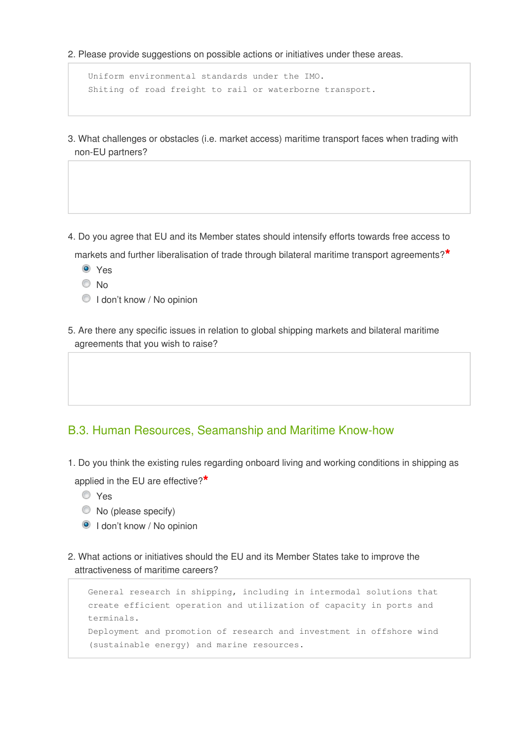2. Please provide suggestions on possible actions or initiatives under these areas.

```
Uniform environmental standards under the IMO.
Shiting of road freight to rail or waterborne transport.
```

3. What challenges or obstacles (i.e. market access) maritime transport faces when trading with non-EU partners?

4. Do you agree that EU and its Member states should intensify efforts towards free access to markets and further liberalisation of trade through bilateral maritime transport agreements?*

- (x) Yes
- ( ) No
- ( ) I don't know / No opinion

5. Are there any specific issues in relation to global shipping markets and bilateral maritime agreements that you wish to raise?

## B.3. Human Resources, Seamanship and Maritime Know-how

1. Do you think the existing rules regarding onboard living and working conditions in shipping as applied in the EU are effective?*

- ( ) Yes
- ( ) No (please specify)
- (x) I don't know / No opinion

2. What actions or initiatives should the EU and its Member States take to improve the attractiveness of maritime careers?

```
General research in shipping, including in intermodal solutions that
create efficient operation and utilization of capacity in ports and
terminals.
Deployment and promotion of research and investment in offshore wind
(sustainable energy) and marine resources.
```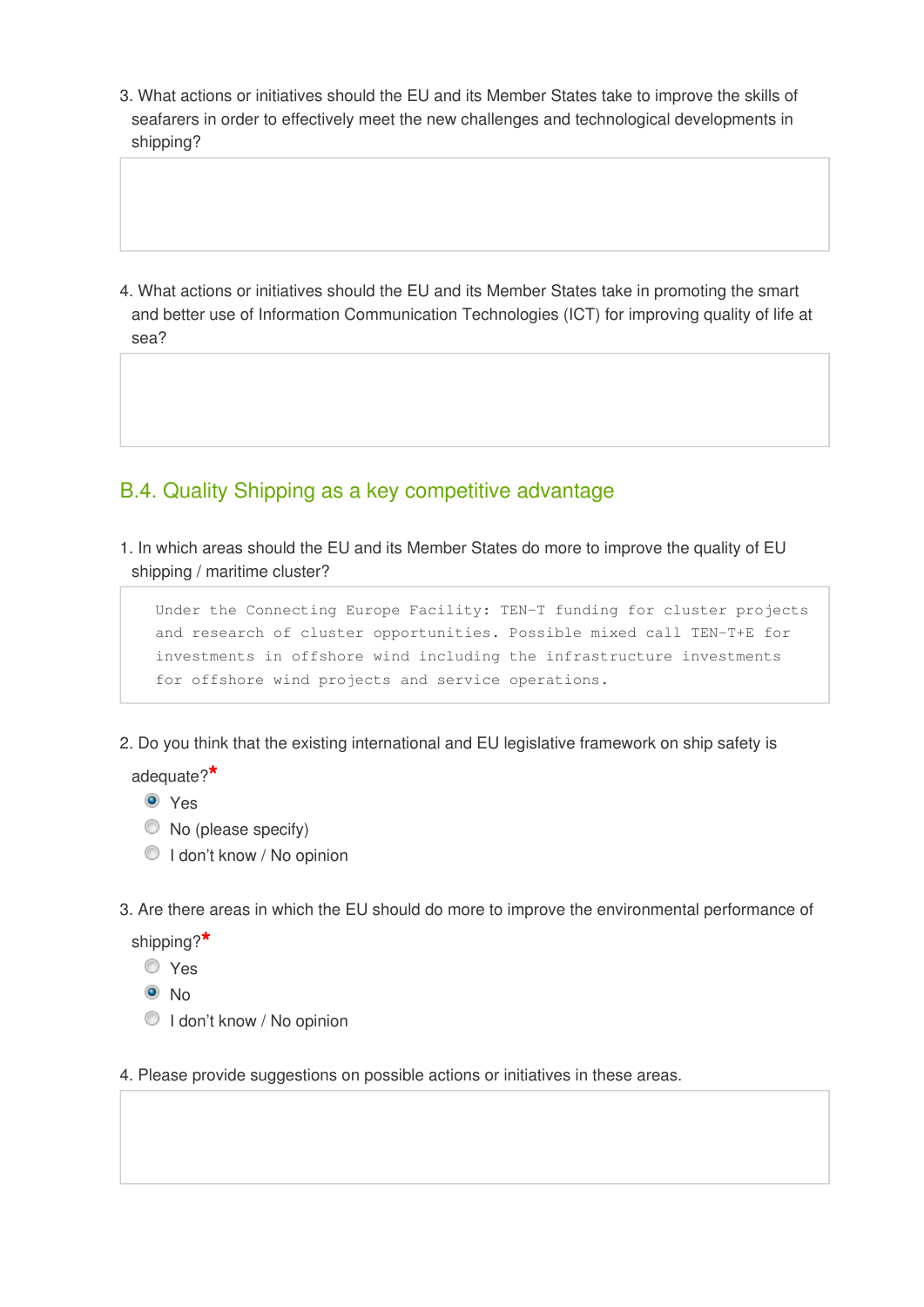3. What actions or initiatives should the EU and its Member States take to improve the skills of seafarers in order to effectively meet the new challenges and technological developments in shipping?

4. What actions or initiatives should the EU and its Member States take in promoting the smart and better use of Information Communication Technologies (ICT) for improving quality of life at sea?

## B.4. Quality Shipping as a key competitive advantage

1. In which areas should the EU and its Member States do more to improve the quality of EU shipping / maritime cluster?

```
Under the Connecting Europe Facility: TEN-T funding for cluster projects
and research of cluster opportunities. Possible mixed call TEN-T+E for
investments in offshore wind including the infrastructure investments
for offshore wind projects and service operations.
```

2. Do you think that the existing international and EU legislative framework on ship safety is adequate?*

- [x] Yes
- [ ] No (please specify)
- [ ] I don't know / No opinion

3. Are there areas in which the EU should do more to improve the environmental performance of shipping?*

- [ ] Yes
- [x] No
- [ ] I don't know / No opinion

4. Please provide suggestions on possible actions or initiatives in these areas.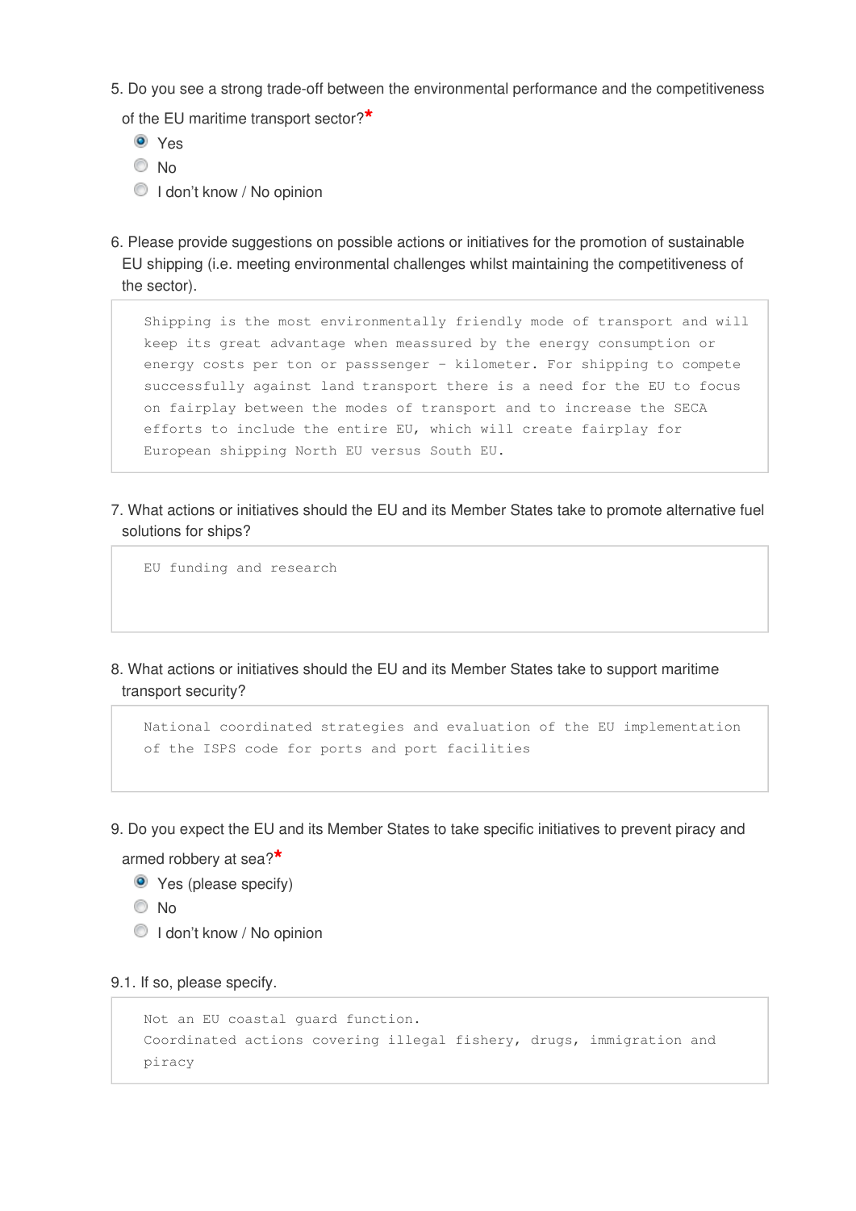5. Do you see a strong trade-off between the environmental performance and the competitiveness of the EU maritime transport sector?*

- (•) Yes
- ( ) No
- ( ) I don't know / No opinion

6. Please provide suggestions on possible actions or initiatives for the promotion of sustainable EU shipping (i.e. meeting environmental challenges whilst maintaining the competitiveness of the sector).

> Shipping is the most environmentally friendly mode of transport and will keep its great advantage when meassured by the energy consumption or energy costs per ton or passsenger - kilometer. For shipping to compete successfully against land transport there is a need for the EU to focus on fairplay between the modes of transport and to increase the SECA efforts to include the entire EU, which will create fairplay for European shipping North EU versus South EU.

7. What actions or initiatives should the EU and its Member States take to promote alternative fuel solutions for ships?

> EU funding and research

8. What actions or initiatives should the EU and its Member States take to support maritime transport security?

> National coordinated strategies and evaluation of the EU implementation of the ISPS code for ports and port facilities

9. Do you expect the EU and its Member States to take specific initiatives to prevent piracy and armed robbery at sea?*

- (•) Yes (please specify)
- ( ) No
- ( ) I don't know / No opinion

9.1. If so, please specify.

> Not an EU coastal guard function.
> Coordinated actions covering illegal fishery, drugs, immigration and piracy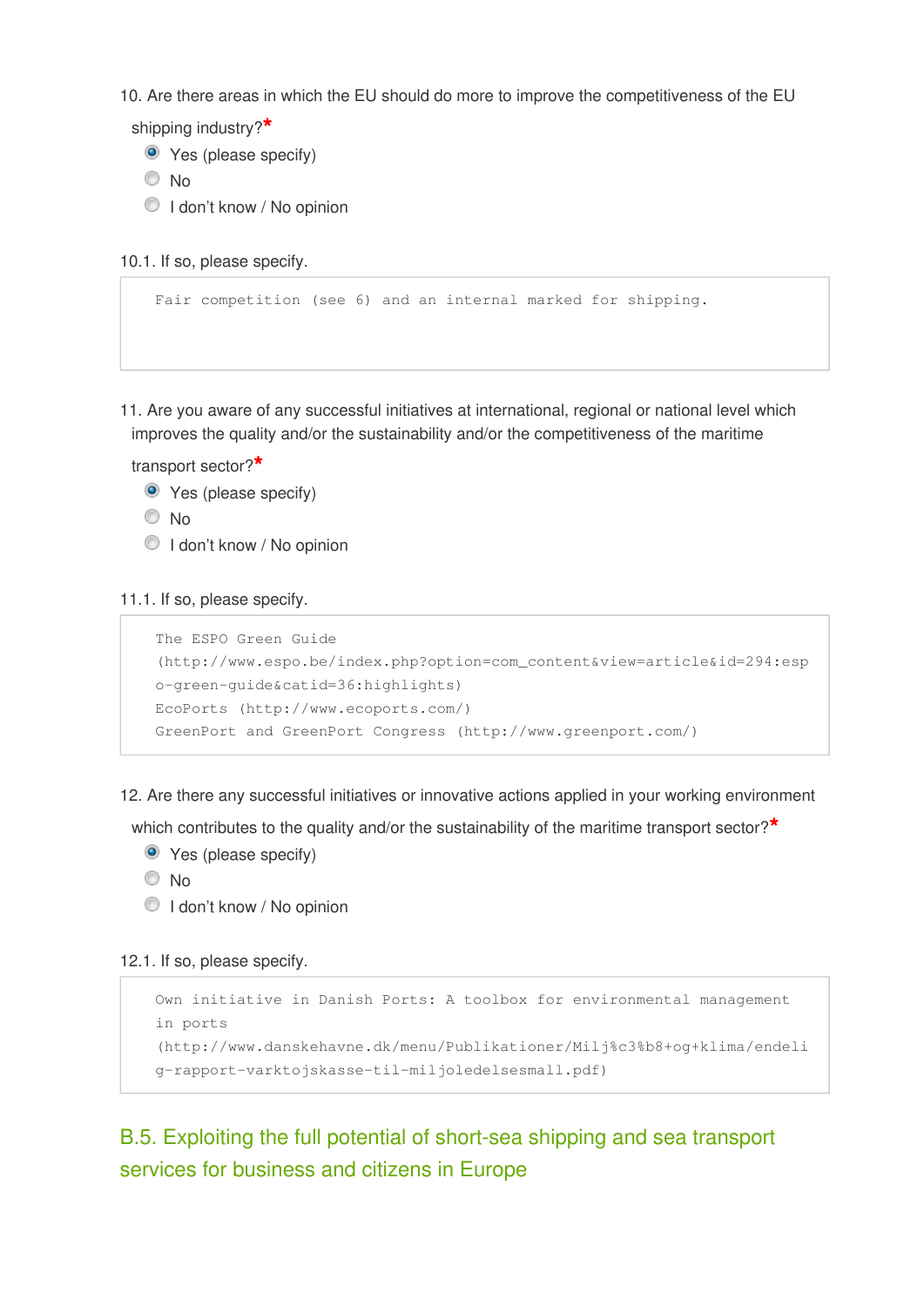10. Are there areas in which the EU should do more to improve the competitiveness of the EU shipping industry?*

- (•) Yes (please specify)
- ( ) No
- ( ) I don't know / No opinion

10.1. If so, please specify.

```
Fair competition (see 6) and an internal marked for shipping.
```

11. Are you aware of any successful initiatives at international, regional or national level which improves the quality and/or the sustainability and/or the competitiveness of the maritime transport sector?*

- (•) Yes (please specify)
- ( ) No
- ( ) I don't know / No opinion

11.1. If so, please specify.

```
The ESPO Green Guide
(http://www.espo.be/index.php?option=com_content&view=article&id=294:espo-green-guide&catid=36:highlights)
EcoPorts (http://www.ecoports.com/)
GreenPort and GreenPort Congress (http://www.greenport.com/)
```

12. Are there any successful initiatives or innovative actions applied in your working environment which contributes to the quality and/or the sustainability of the maritime transport sector?*

- (•) Yes (please specify)
- ( ) No
- ( ) I don't know / No opinion

12.1. If so, please specify.

```
Own initiative in Danish Ports: A toolbox for environmental management in ports
(http://www.danskehavne.dk/menu/Publikationer/Milj%c3%b8+og+klima/endelig-rapport-varktojskasse-til-miljoledelsesmall.pdf)
```

## B.5. Exploiting the full potential of short-sea shipping and sea transport services for business and citizens in Europe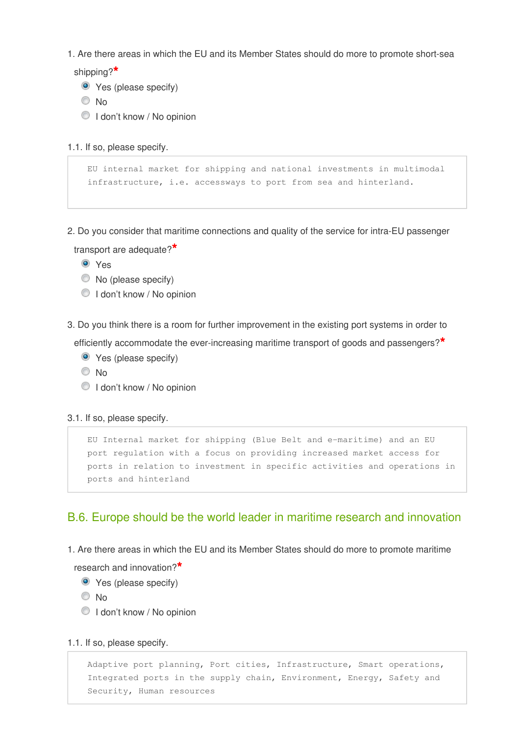1. Are there areas in which the EU and its Member States should do more to promote short-sea shipping?*

- (•) Yes (please specify)
- ( ) No
- ( ) I don't know / No opinion

1.1. If so, please specify.

> EU internal market for shipping and national investments in multimodal infrastructure, i.e. accessways to port from sea and hinterland.

2. Do you consider that maritime connections and quality of the service for intra-EU passenger transport are adequate?*

- (•) Yes
- ( ) No (please specify)
- ( ) I don't know / No opinion

3. Do you think there is a room for further improvement in the existing port systems in order to efficiently accommodate the ever-increasing maritime transport of goods and passengers?*

- (•) Yes (please specify)
- ( ) No
- ( ) I don't know / No opinion

3.1. If so, please specify.

> EU Internal market for shipping (Blue Belt and e-maritime) and an EU port regulation with a focus on providing increased market access for ports in relation to investment in specific activities and operations in ports and hinterland

## B.6. Europe should be the world leader in maritime research and innovation

1. Are there areas in which the EU and its Member States should do more to promote maritime research and innovation?*

- (•) Yes (please specify)
- ( ) No
- ( ) I don't know / No opinion

1.1. If so, please specify.

> Adaptive port planning, Port cities, Infrastructure, Smart operations, Integrated ports in the supply chain, Environment, Energy, Safety and Security, Human resources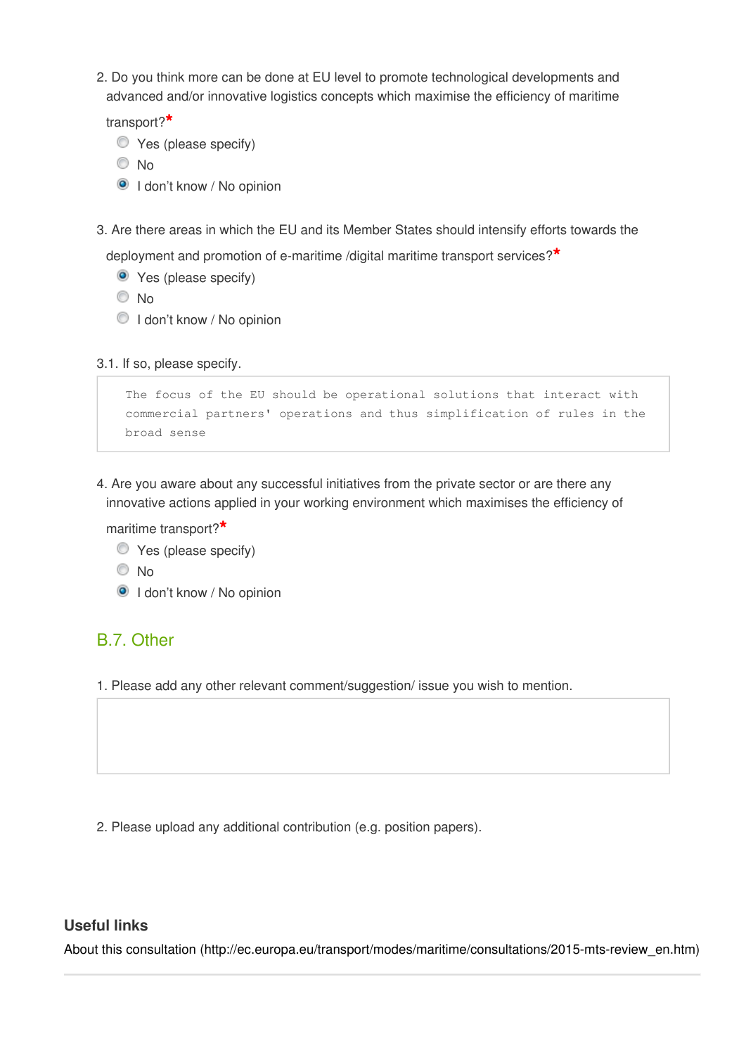2. Do you think more can be done at EU level to promote technological developments and advanced and/or innovative logistics concepts which maximise the efficiency of maritime transport?*

- Yes (please specify)
- No
- (selected) I don't know / No opinion

3. Are there areas in which the EU and its Member States should intensify efforts towards the deployment and promotion of e-maritime /digital maritime transport services?*

- (selected) Yes (please specify)
- No
- I don't know / No opinion

3.1. If so, please specify.

```
The focus of the EU should be operational solutions that interact with commercial partners' operations and thus simplification of rules in the broad sense
```

4. Are you aware about any successful initiatives from the private sector or are there any innovative actions applied in your working environment which maximises the efficiency of maritime transport?*

- Yes (please specify)
- No
- (selected) I don't know / No opinion

## B.7. Other

1. Please add any other relevant comment/suggestion/ issue you wish to mention.

2. Please upload any additional contribution (e.g. position papers).

### Useful links

About this consultation (http://ec.europa.eu/transport/modes/maritime/consultations/2015-mts-review_en.htm)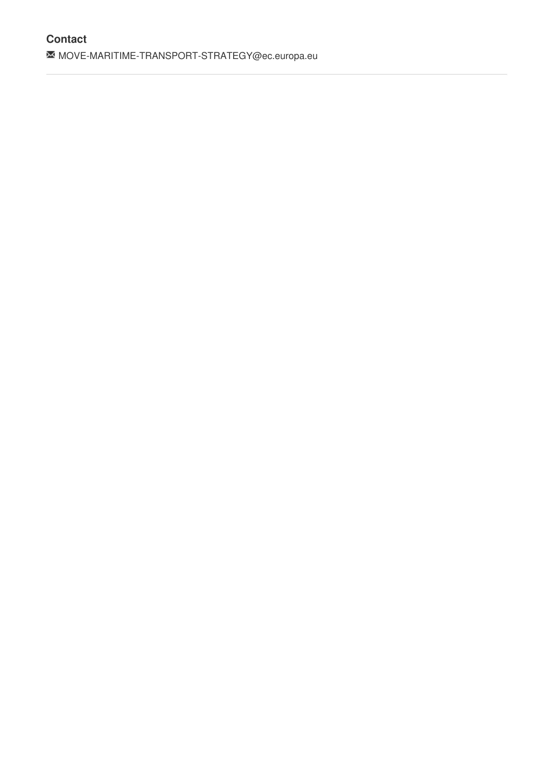### Contact

✉ MOVE-MARITIME-TRANSPORT-STRATEGY@ec.europa.eu

---